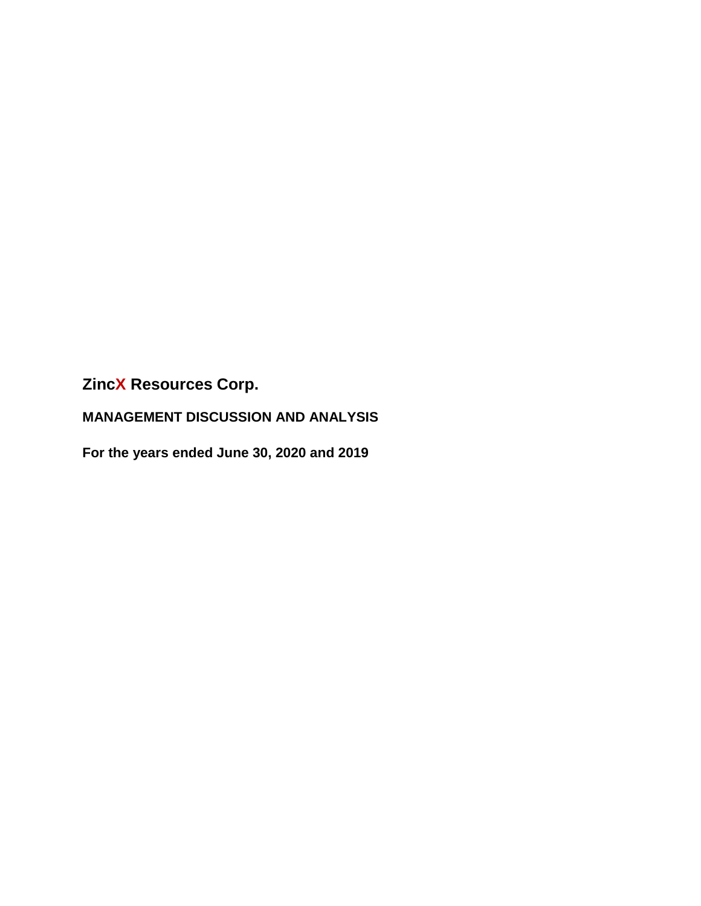# ZincX Resources Corp.

## MANAGEMENT DISCUSSION AND ANALYSIS

## For the years ended June 30, 2020 and 2019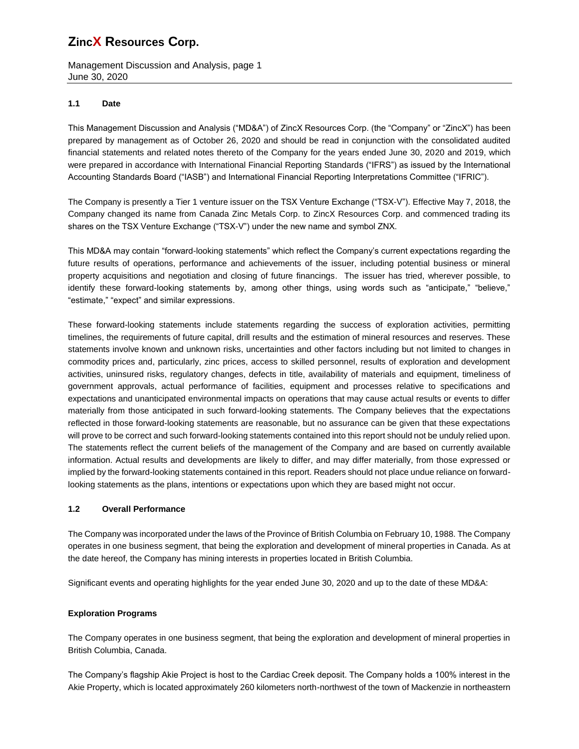### 1.1 Date

This Management Discussion and Analysis ("MD&A") of ZincX Resources Corp. (the "Company" or "ZincX") has been prepared by management as of October 26, 2020 and should be read in conjunction with the consolidated audited financial statements and related notes thereto of the Company for the years ended June 30, 2020 and 2019, which were prepared in accordance with International Financial Reporting Standards ("IFRS") as issued by the International Accounting Standards Board ("IASB") and International Financial Reporting Interpretations Committee ("IFRIC").

The Company is presently a Tier 1 venture issuer on the TSX Venture Exchange ("TSX-V"). Effective May 7, 2018, the Company changed its name from Canada Zinc Metals Corp. to ZincX Resources Corp. and commenced trading its shares on the TSX Venture Exchange ("TSX-V") under the new name and symbol ZNX.

This MD&A may contain "forward-looking statements" which reflect the Company's current expectations regarding the future results of operations, performance and achievements of the issuer, including potential business or mineral property acquisitions and negotiation and closing of future financings. The issuer has tried, wherever possible, to identify these forward-looking statements by, among other things, using words such as "anticipate," "believe," "estimate," "expect" and similar expressions.

These forward-looking statements include statements regarding the success of exploration activities, permitting timelines, the requirements of future capital, drill results and the estimation of mineral resources and reserves. These statements involve known and unknown risks, uncertainties and other factors including but not limited to changes in commodity prices and, particularly, zinc prices, access to skilled personnel, results of exploration and development activities, uninsured risks, regulatory changes, defects in title, availability of materials and equipment, timeliness of government approvals, actual performance of facilities, equipment and processes relative to specifications and expectations and unanticipated environmental impacts on operations that may cause actual results or events to differ materially from those anticipated in such forward-looking statements. The Company believes that the expectations reflected in those forward-looking statements are reasonable, but no assurance can be given that these expectations will prove to be correct and such forward-looking statements contained into this report should not be unduly relied upon. The statements reflect the current beliefs of the management of the Company and are based on currently available information. Actual results and developments are likely to differ, and may differ materially, from those expressed or implied by the forward-looking statements contained in this report. Readers should not place undue reliance on forward-looking statements as the plans, intentions or expectations upon which they are based might not occur.

### 1.2 Overall Performance

The Company was incorporated under the laws of the Province of British Columbia on February 10, 1988. The Company operates in one business segment, that being the exploration and development of mineral properties in Canada. As at the date hereof, the Company has mining interests in properties located in British Columbia.

Significant events and operating highlights for the year ended June 30, 2020 and up to the date of these MD&A:

**Exploration Programs**

The Company operates in one business segment, that being the exploration and development of mineral properties in British Columbia, Canada.

The Company's flagship Akie Project is host to the Cardiac Creek deposit. The Company holds a 100% interest in the Akie Property, which is located approximately 260 kilometers north-northwest of the town of Mackenzie in northeastern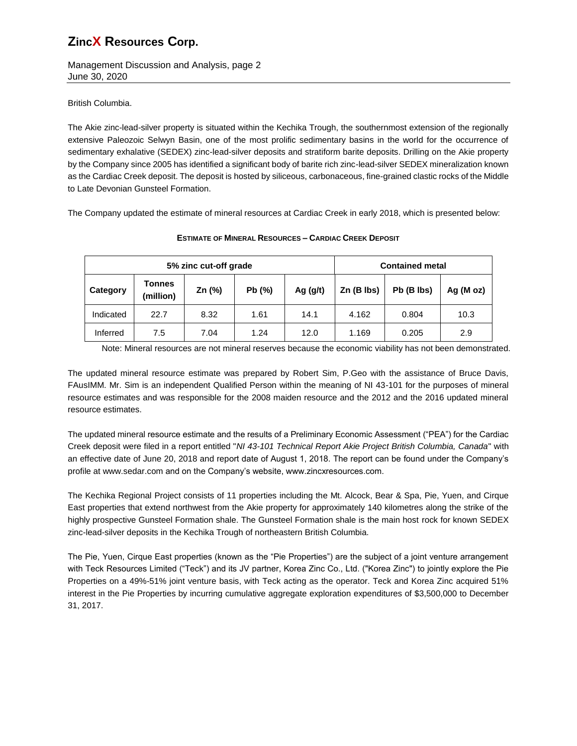British Columbia.

The Akie zinc-lead-silver property is situated within the Kechika Trough, the southernmost extension of the regionally extensive Paleozoic Selwyn Basin, one of the most prolific sedimentary basins in the world for the occurrence of sedimentary exhalative (SEDEX) zinc-lead-silver deposits and stratiform barite deposits. Drilling on the Akie property by the Company since 2005 has identified a significant body of barite rich zinc-lead-silver SEDEX mineralization known as the Cardiac Creek deposit. The deposit is hosted by siliceous, carbonaceous, fine-grained clastic rocks of the Middle to Late Devonian Gunsteel Formation.

The Company updated the estimate of mineral resources at Cardiac Creek in early 2018, which is presented below:

**ESTIMATE OF MINERAL RESOURCES – CARDIAC CREEK DEPOSIT**

| 5% zinc cut-off grade | | | | | Contained metal | | |
|---|---|---|---|---|---|---|---|
| **Category** | **Tonnes (million)** | **Zn (%)** | **Pb (%)** | **Ag (g/t)** | **Zn (B lbs)** | **Pb (B lbs)** | **Ag (M oz)** |
| Indicated | 22.7 | 8.32 | 1.61 | 14.1 | 4.162 | 0.804 | 10.3 |
| Inferred | 7.5 | 7.04 | 1.24 | 12.0 | 1.169 | 0.205 | 2.9 |

Note: Mineral resources are not mineral reserves because the economic viability has not been demonstrated.

The updated mineral resource estimate was prepared by Robert Sim, P.Geo with the assistance of Bruce Davis, FAusIMM. Mr. Sim is an independent Qualified Person within the meaning of NI 43-101 for the purposes of mineral resource estimates and was responsible for the 2008 maiden resource and the 2012 and the 2016 updated mineral resource estimates.

The updated mineral resource estimate and the results of a Preliminary Economic Assessment ("PEA") for the Cardiac Creek deposit were filed in a report entitled "*NI 43-101 Technical Report Akie Project British Columbia, Canada*" with an effective date of June 20, 2018 and report date of August 1, 2018. The report can be found under the Company's profile at www.sedar.com and on the Company's website, www.zincxresources.com.

The Kechika Regional Project consists of 11 properties including the Mt. Alcock, Bear & Spa, Pie, Yuen, and Cirque East properties that extend northwest from the Akie property for approximately 140 kilometres along the strike of the highly prospective Gunsteel Formation shale. The Gunsteel Formation shale is the main host rock for known SEDEX zinc-lead-silver deposits in the Kechika Trough of northeastern British Columbia.

The Pie, Yuen, Cirque East properties (known as the "Pie Properties") are the subject of a joint venture arrangement with Teck Resources Limited ("Teck") and its JV partner, Korea Zinc Co., Ltd. ("Korea Zinc") to jointly explore the Pie Properties on a 49%-51% joint venture basis, with Teck acting as the operator. Teck and Korea Zinc acquired 51% interest in the Pie Properties by incurring cumulative aggregate exploration expenditures of $3,500,000 to December 31, 2017.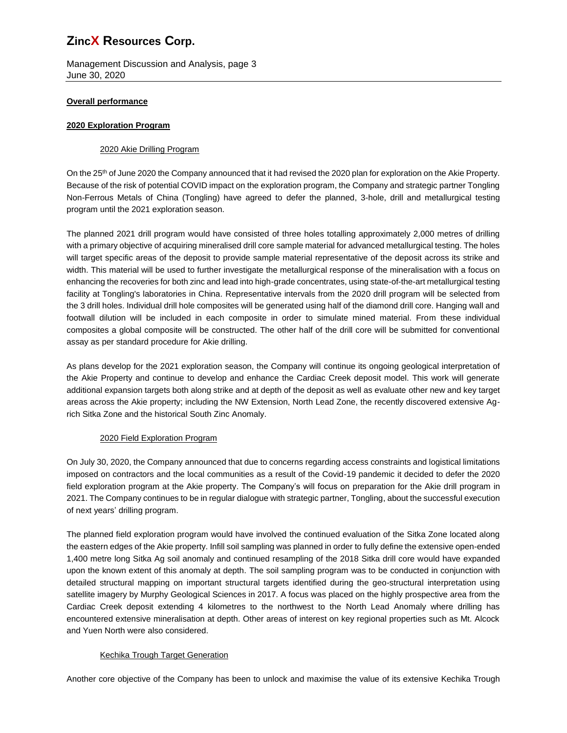**Overall performance**

**2020 Exploration Program**

2020 Akie Drilling Program

On the 25th of June 2020 the Company announced that it had revised the 2020 plan for exploration on the Akie Property. Because of the risk of potential COVID impact on the exploration program, the Company and strategic partner Tongling Non-Ferrous Metals of China (Tongling) have agreed to defer the planned, 3-hole, drill and metallurgical testing program until the 2021 exploration season.

The planned 2021 drill program would have consisted of three holes totalling approximately 2,000 metres of drilling with a primary objective of acquiring mineralised drill core sample material for advanced metallurgical testing. The holes will target specific areas of the deposit to provide sample material representative of the deposit across its strike and width. This material will be used to further investigate the metallurgical response of the mineralisation with a focus on enhancing the recoveries for both zinc and lead into high-grade concentrates, using state-of-the-art metallurgical testing facility at Tongling's laboratories in China. Representative intervals from the 2020 drill program will be selected from the 3 drill holes. Individual drill hole composites will be generated using half of the diamond drill core. Hanging wall and footwall dilution will be included in each composite in order to simulate mined material. From these individual composites a global composite will be constructed. The other half of the drill core will be submitted for conventional assay as per standard procedure for Akie drilling.

As plans develop for the 2021 exploration season, the Company will continue its ongoing geological interpretation of the Akie Property and continue to develop and enhance the Cardiac Creek deposit model. This work will generate additional expansion targets both along strike and at depth of the deposit as well as evaluate other new and key target areas across the Akie property; including the NW Extension, North Lead Zone, the recently discovered extensive Ag-rich Sitka Zone and the historical South Zinc Anomaly.

2020 Field Exploration Program

On July 30, 2020, the Company announced that due to concerns regarding access constraints and logistical limitations imposed on contractors and the local communities as a result of the Covid-19 pandemic it decided to defer the 2020 field exploration program at the Akie property. The Company's will focus on preparation for the Akie drill program in 2021. The Company continues to be in regular dialogue with strategic partner, Tongling, about the successful execution of next years' drilling program.

The planned field exploration program would have involved the continued evaluation of the Sitka Zone located along the eastern edges of the Akie property. Infill soil sampling was planned in order to fully define the extensive open-ended 1,400 metre long Sitka Ag soil anomaly and continued resampling of the 2018 Sitka drill core would have expanded upon the known extent of this anomaly at depth. The soil sampling program was to be conducted in conjunction with detailed structural mapping on important structural targets identified during the geo-structural interpretation using satellite imagery by Murphy Geological Sciences in 2017. A focus was placed on the highly prospective area from the Cardiac Creek deposit extending 4 kilometres to the northwest to the North Lead Anomaly where drilling has encountered extensive mineralisation at depth. Other areas of interest on key regional properties such as Mt. Alcock and Yuen North were also considered.

Kechika Trough Target Generation

Another core objective of the Company has been to unlock and maximise the value of its extensive Kechika Trough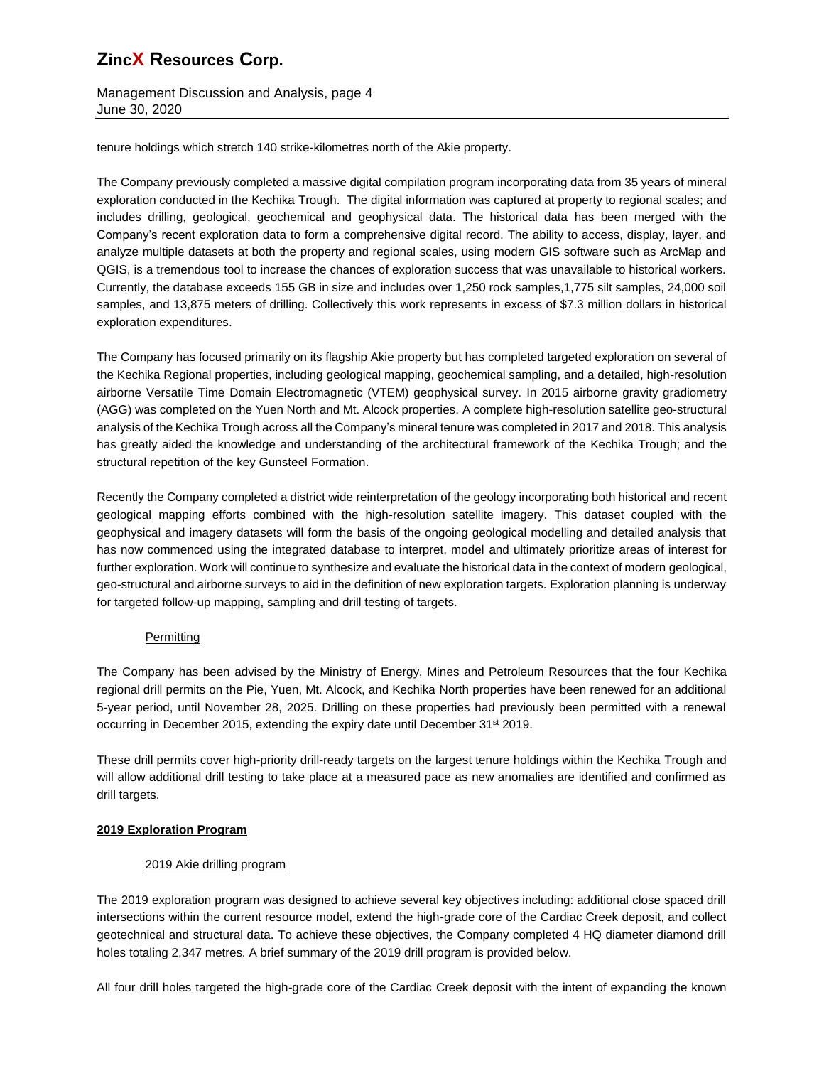tenure holdings which stretch 140 strike-kilometres north of the Akie property.

The Company previously completed a massive digital compilation program incorporating data from 35 years of mineral exploration conducted in the Kechika Trough. The digital information was captured at property to regional scales; and includes drilling, geological, geochemical and geophysical data. The historical data has been merged with the Company's recent exploration data to form a comprehensive digital record. The ability to access, display, layer, and analyze multiple datasets at both the property and regional scales, using modern GIS software such as ArcMap and QGIS, is a tremendous tool to increase the chances of exploration success that was unavailable to historical workers. Currently, the database exceeds 155 GB in size and includes over 1,250 rock samples,1,775 silt samples, 24,000 soil samples, and 13,875 meters of drilling. Collectively this work represents in excess of $7.3 million dollars in historical exploration expenditures.

The Company has focused primarily on its flagship Akie property but has completed targeted exploration on several of the Kechika Regional properties, including geological mapping, geochemical sampling, and a detailed, high-resolution airborne Versatile Time Domain Electromagnetic (VTEM) geophysical survey. In 2015 airborne gravity gradiometry (AGG) was completed on the Yuen North and Mt. Alcock properties. A complete high-resolution satellite geo-structural analysis of the Kechika Trough across all the Company's mineral tenure was completed in 2017 and 2018. This analysis has greatly aided the knowledge and understanding of the architectural framework of the Kechika Trough; and the structural repetition of the key Gunsteel Formation.

Recently the Company completed a district wide reinterpretation of the geology incorporating both historical and recent geological mapping efforts combined with the high-resolution satellite imagery. This dataset coupled with the geophysical and imagery datasets will form the basis of the ongoing geological modelling and detailed analysis that has now commenced using the integrated database to interpret, model and ultimately prioritize areas of interest for further exploration. Work will continue to synthesize and evaluate the historical data in the context of modern geological, geo-structural and airborne surveys to aid in the definition of new exploration targets. Exploration planning is underway for targeted follow-up mapping, sampling and drill testing of targets.

Permitting

The Company has been advised by the Ministry of Energy, Mines and Petroleum Resources that the four Kechika regional drill permits on the Pie, Yuen, Mt. Alcock, and Kechika North properties have been renewed for an additional 5-year period, until November 28, 2025. Drilling on these properties had previously been permitted with a renewal occurring in December 2015, extending the expiry date until December 31st 2019.

These drill permits cover high-priority drill-ready targets on the largest tenure holdings within the Kechika Trough and will allow additional drill testing to take place at a measured pace as new anomalies are identified and confirmed as drill targets.

## 2019 Exploration Program

2019 Akie drilling program

The 2019 exploration program was designed to achieve several key objectives including: additional close spaced drill intersections within the current resource model, extend the high-grade core of the Cardiac Creek deposit, and collect geotechnical and structural data. To achieve these objectives, the Company completed 4 HQ diameter diamond drill holes totaling 2,347 metres. A brief summary of the 2019 drill program is provided below.

All four drill holes targeted the high-grade core of the Cardiac Creek deposit with the intent of expanding the known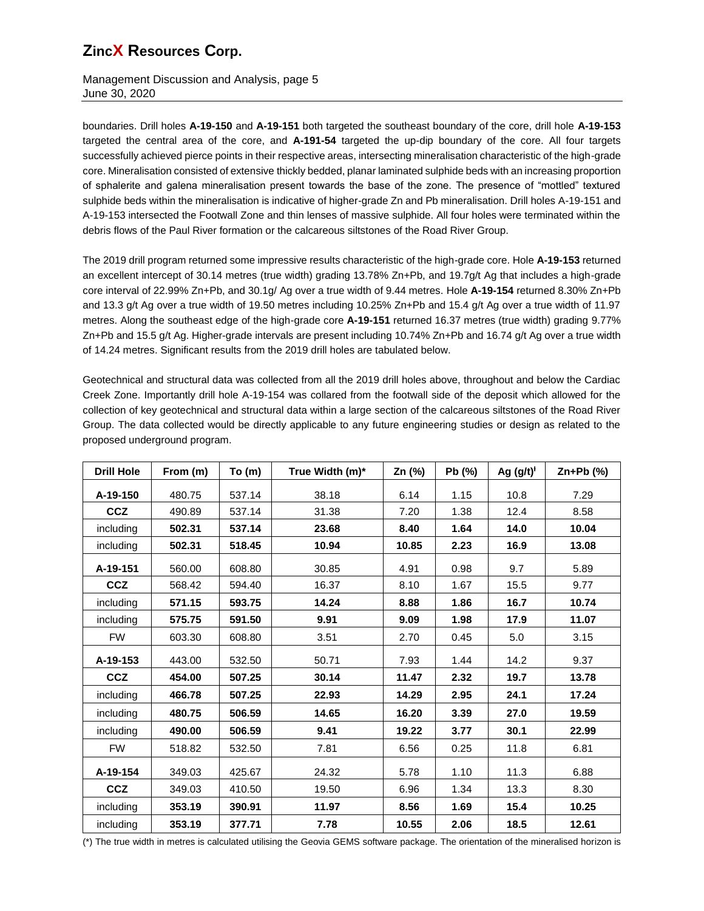boundaries. Drill holes **A-19-150** and **A-19-151** both targeted the southeast boundary of the core, drill hole **A-19-153** targeted the central area of the core, and **A-191-54** targeted the up-dip boundary of the core. All four targets successfully achieved pierce points in their respective areas, intersecting mineralisation characteristic of the high-grade core. Mineralisation consisted of extensive thickly bedded, planar laminated sulphide beds with an increasing proportion of sphalerite and galena mineralisation present towards the base of the zone. The presence of "mottled" textured sulphide beds within the mineralisation is indicative of higher-grade Zn and Pb mineralisation. Drill holes A-19-151 and A-19-153 intersected the Footwall Zone and thin lenses of massive sulphide. All four holes were terminated within the debris flows of the Paul River formation or the calcareous siltstones of the Road River Group.

The 2019 drill program returned some impressive results characteristic of the high-grade core. Hole **A-19-153** returned an excellent intercept of 30.14 metres (true width) grading 13.78% Zn+Pb, and 19.7g/t Ag that includes a high-grade core interval of 22.99% Zn+Pb, and 30.1g/ Ag over a true width of 9.44 metres. Hole **A-19-154** returned 8.30% Zn+Pb and 13.3 g/t Ag over a true width of 19.50 metres including 10.25% Zn+Pb and 15.4 g/t Ag over a true width of 11.97 metres. Along the southeast edge of the high-grade core **A-19-151** returned 16.37 metres (true width) grading 9.77% Zn+Pb and 15.5 g/t Ag. Higher-grade intervals are present including 10.74% Zn+Pb and 16.74 g/t Ag over a true width of 14.24 metres. Significant results from the 2019 drill holes are tabulated below.

Geotechnical and structural data was collected from all the 2019 drill holes above, throughout and below the Cardiac Creek Zone. Importantly drill hole A-19-154 was collared from the footwall side of the deposit which allowed for the collection of key geotechnical and structural data within a large section of the calcareous siltstones of the Road River Group. The data collected would be directly applicable to any future engineering studies or design as related to the proposed underground program.

| Drill Hole | From (m) | To (m) | True Width (m)* | Zn (%) | Pb (%) | Ag (g/t)[l] | Zn+Pb (%) |
|---|---|---|---|---|---|---|---|
| **A-19-150** | 480.75 | 537.14 | 38.18 | 6.14 | 1.15 | 10.8 | 7.29 |
| **CCZ** | 490.89 | 537.14 | 31.38 | 7.20 | 1.38 | 12.4 | 8.58 |
| including | **502.31** | **537.14** | **23.68** | **8.40** | **1.64** | **14.0** | **10.04** |
| including | **502.31** | **518.45** | **10.94** | **10.85** | **2.23** | **16.9** | **13.08** |
| **A-19-151** | 560.00 | 608.80 | 30.85 | 4.91 | 0.98 | 9.7 | 5.89 |
| **CCZ** | 568.42 | 594.40 | 16.37 | 8.10 | 1.67 | 15.5 | 9.77 |
| including | **571.15** | **593.75** | **14.24** | **8.88** | **1.86** | **16.7** | **10.74** |
| including | **575.75** | **591.50** | **9.91** | **9.09** | **1.98** | **17.9** | **11.07** |
| FW | 603.30 | 608.80 | 3.51 | 2.70 | 0.45 | 5.0 | 3.15 |
| **A-19-153** | 443.00 | 532.50 | 50.71 | 7.93 | 1.44 | 14.2 | 9.37 |
| **CCZ** | **454.00** | **507.25** | **30.14** | **11.47** | **2.32** | **19.7** | **13.78** |
| including | **466.78** | **507.25** | **22.93** | **14.29** | **2.95** | **24.1** | **17.24** |
| including | **480.75** | **506.59** | **14.65** | **16.20** | **3.39** | **27.0** | **19.59** |
| including | **490.00** | **506.59** | **9.41** | **19.22** | **3.77** | **30.1** | **22.99** |
| FW | 518.82 | 532.50 | 7.81 | 6.56 | 0.25 | 11.8 | 6.81 |
| **A-19-154** | 349.03 | 425.67 | 24.32 | 5.78 | 1.10 | 11.3 | 6.88 |
| **CCZ** | 349.03 | 410.50 | 19.50 | 6.96 | 1.34 | 13.3 | 8.30 |
| including | **353.19** | **390.91** | **11.97** | **8.56** | **1.69** | **15.4** | **10.25** |
| including | **353.19** | **377.71** | **7.78** | **10.55** | **2.06** | **18.5** | **12.61** |

(*) The true width in metres is calculated utilising the Geovia GEMS software package. The orientation of the mineralised horizon is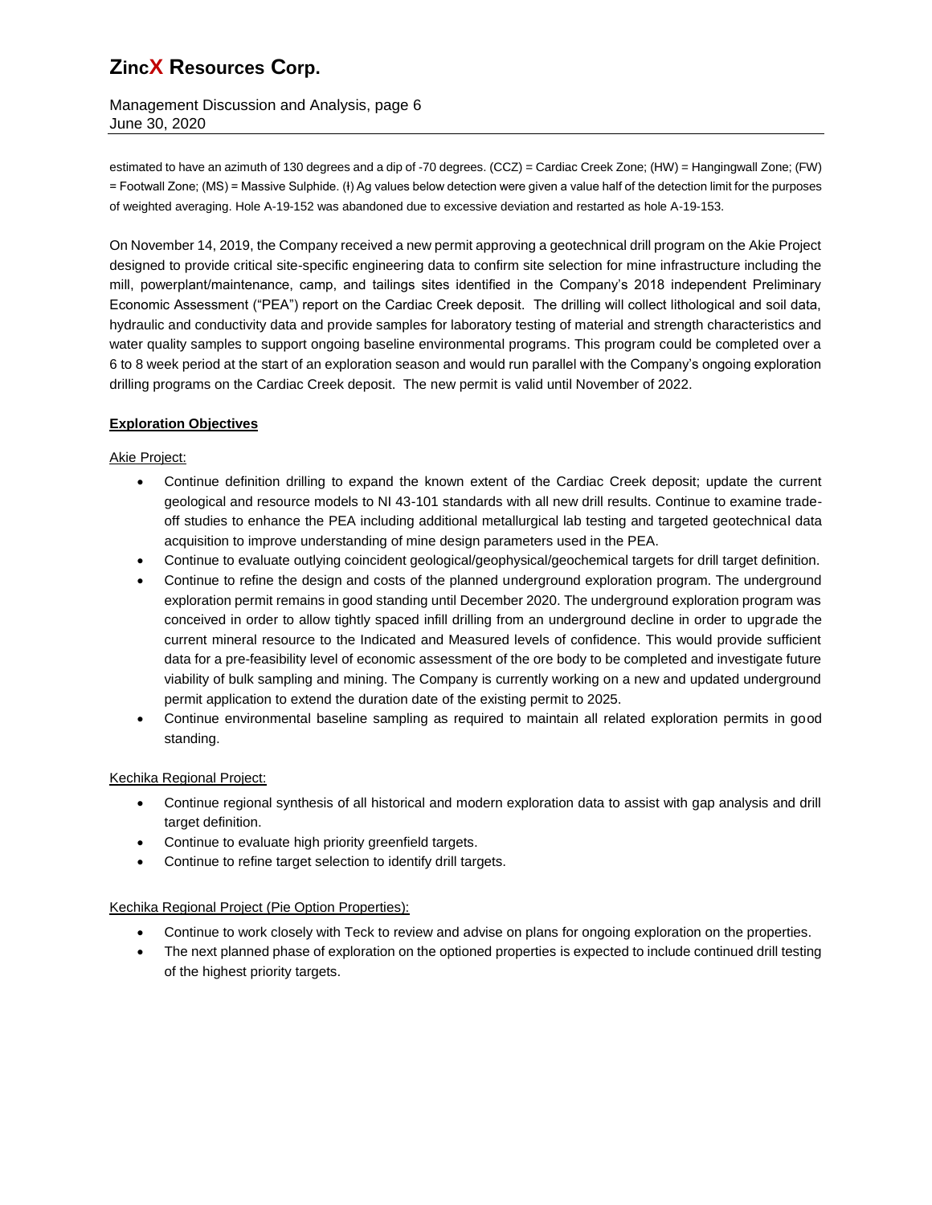estimated to have an azimuth of 130 degrees and a dip of -70 degrees. (CCZ) = Cardiac Creek Zone; (HW) = Hangingwall Zone; (FW) = Footwall Zone; (MS) = Massive Sulphide. (ł) Ag values below detection were given a value half of the detection limit for the purposes of weighted averaging. Hole A-19-152 was abandoned due to excessive deviation and restarted as hole A-19-153.

On November 14, 2019, the Company received a new permit approving a geotechnical drill program on the Akie Project designed to provide critical site-specific engineering data to confirm site selection for mine infrastructure including the mill, powerplant/maintenance, camp, and tailings sites identified in the Company's 2018 independent Preliminary Economic Assessment ("PEA") report on the Cardiac Creek deposit. The drilling will collect lithological and soil data, hydraulic and conductivity data and provide samples for laboratory testing of material and strength characteristics and water quality samples to support ongoing baseline environmental programs. This program could be completed over a 6 to 8 week period at the start of an exploration season and would run parallel with the Company's ongoing exploration drilling programs on the Cardiac Creek deposit. The new permit is valid until November of 2022.

**Exploration Objectives**

Akie Project:

- Continue definition drilling to expand the known extent of the Cardiac Creek deposit; update the current geological and resource models to NI 43-101 standards with all new drill results. Continue to examine trade-off studies to enhance the PEA including additional metallurgical lab testing and targeted geotechnical data acquisition to improve understanding of mine design parameters used in the PEA.
- Continue to evaluate outlying coincident geological/geophysical/geochemical targets for drill target definition.
- Continue to refine the design and costs of the planned underground exploration program. The underground exploration permit remains in good standing until December 2020. The underground exploration program was conceived in order to allow tightly spaced infill drilling from an underground decline in order to upgrade the current mineral resource to the Indicated and Measured levels of confidence. This would provide sufficient data for a pre-feasibility level of economic assessment of the ore body to be completed and investigate future viability of bulk sampling and mining. The Company is currently working on a new and updated underground permit application to extend the duration date of the existing permit to 2025.
- Continue environmental baseline sampling as required to maintain all related exploration permits in good standing.

Kechika Regional Project:

- Continue regional synthesis of all historical and modern exploration data to assist with gap analysis and drill target definition.
- Continue to evaluate high priority greenfield targets.
- Continue to refine target selection to identify drill targets.

Kechika Regional Project (Pie Option Properties):

- Continue to work closely with Teck to review and advise on plans for ongoing exploration on the properties.
- The next planned phase of exploration on the optioned properties is expected to include continued drill testing of the highest priority targets.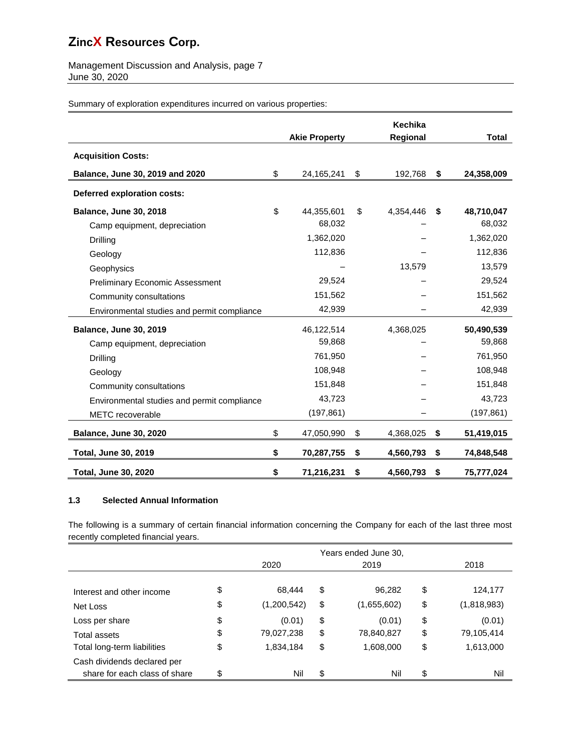Summary of exploration expenditures incurred on various properties:

| | Akie Property | Kechika Regional | Total |
|---|---|---|---|
| **Acquisition Costs:** | | | |
| **Balance, June 30, 2019 and 2020** | $ 24,165,241 | $ 192,768 | **$ 24,358,009** |
| **Deferred exploration costs:** | | | |
| **Balance, June 30, 2018** | $ 44,355,601 | $ 4,354,446 | **$ 48,710,047** |
| Camp equipment, depreciation | 68,032 | – | 68,032 |
| Drilling | 1,362,020 | – | 1,362,020 |
| Geology | 112,836 | – | 112,836 |
| Geophysics | – | 13,579 | 13,579 |
| Preliminary Economic Assessment | 29,524 | – | 29,524 |
| Community consultations | 151,562 | – | 151,562 |
| Environmental studies and permit compliance | 42,939 | – | 42,939 |
| **Balance, June 30, 2019** | 46,122,514 | 4,368,025 | **50,490,539** |
| Camp equipment, depreciation | 59,868 | – | 59,868 |
| Drilling | 761,950 | – | 761,950 |
| Geology | 108,948 | – | 108,948 |
| Community consultations | 151,848 | – | 151,848 |
| Environmental studies and permit compliance | 43,723 | – | 43,723 |
| METC recoverable | (197,861) | – | (197,861) |
| **Balance, June 30, 2020** | $ 47,050,990 | $ 4,368,025 | **$ 51,419,015** |
| **Total, June 30, 2019** | **$ 70,287,755** | **$ 4,560,793** | **$ 74,848,548** |
| **Total, June 30, 2020** | **$ 71,216,231** | **$ 4,560,793** | **$ 75,777,024** |

### 1.3 Selected Annual Information

The following is a summary of certain financial information concerning the Company for each of the last three most recently completed financial years.

| | Years ended June 30, | | |
|---|---|---|---|
| | 2020 | 2019 | 2018 |
| Interest and other income | $ 68,444 | $ 96,282 | $ 124,177 |
| Net Loss | $ (1,200,542) | $ (1,655,602) | $ (1,818,983) |
| Loss per share | $ (0.01) | $ (0.01) | $ (0.01) |
| Total assets | $ 79,027,238 | $ 78,840,827 | $ 79,105,414 |
| Total long-term liabilities | $ 1,834,184 | $ 1,608,000 | $ 1,613,000 |
| Cash dividends declared per share for each class of share | $ Nil | $ Nil | $ Nil |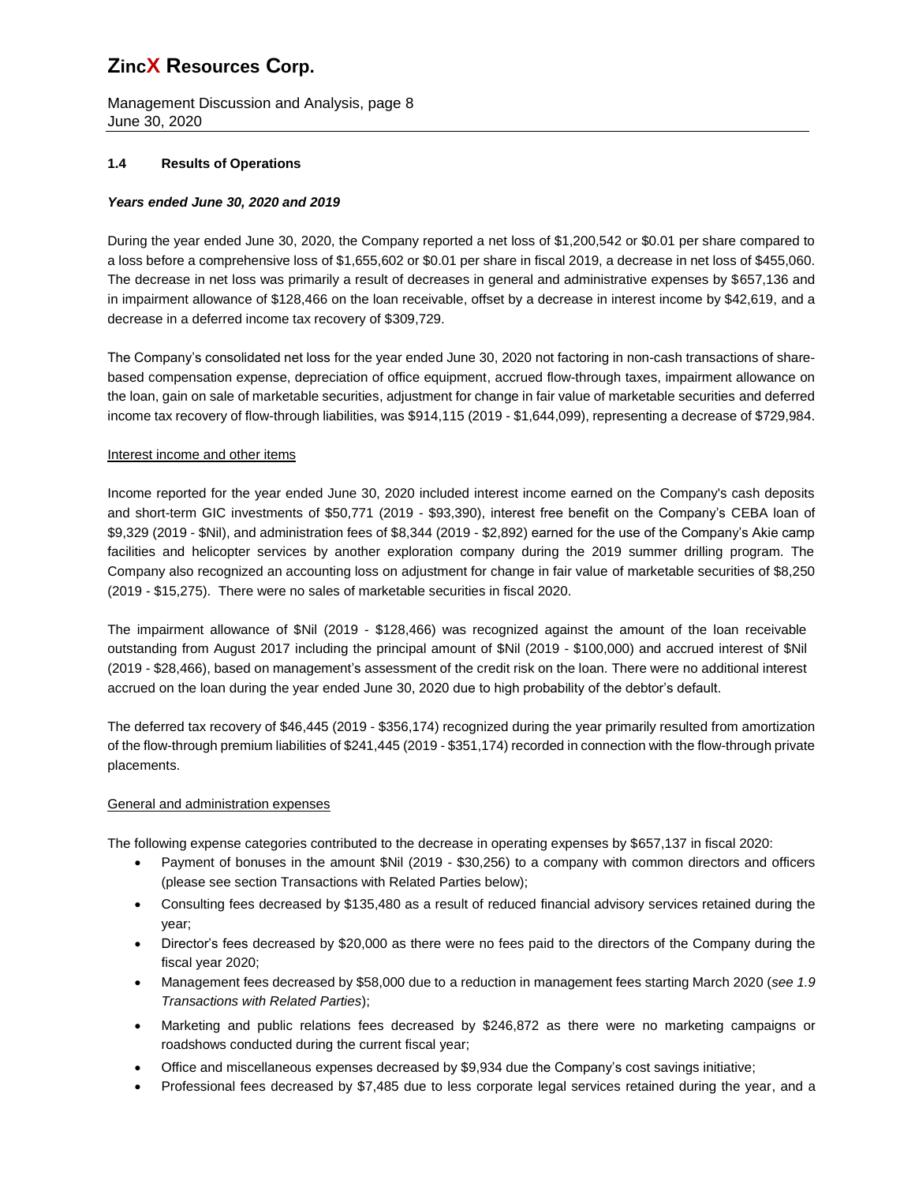### 1.4 Results of Operations

***Years ended June 30, 2020 and 2019***

During the year ended June 30, 2020, the Company reported a net loss of $1,200,542 or $0.01 per share compared to a loss before a comprehensive loss of $1,655,602 or $0.01 per share in fiscal 2019, a decrease in net loss of $455,060. The decrease in net loss was primarily a result of decreases in general and administrative expenses by $657,136 and in impairment allowance of $128,466 on the loan receivable, offset by a decrease in interest income by $42,619, and a decrease in a deferred income tax recovery of $309,729.

The Company's consolidated net loss for the year ended June 30, 2020 not factoring in non-cash transactions of share-based compensation expense, depreciation of office equipment, accrued flow-through taxes, impairment allowance on the loan, gain on sale of marketable securities, adjustment for change in fair value of marketable securities and deferred income tax recovery of flow-through liabilities, was $914,115 (2019 - $1,644,099), representing a decrease of $729,984.

Interest income and other items

Income reported for the year ended June 30, 2020 included interest income earned on the Company's cash deposits and short-term GIC investments of $50,771 (2019 - $93,390), interest free benefit on the Company's CEBA loan of $9,329 (2019 - $Nil), and administration fees of $8,344 (2019 - $2,892) earned for the use of the Company's Akie camp facilities and helicopter services by another exploration company during the 2019 summer drilling program. The Company also recognized an accounting loss on adjustment for change in fair value of marketable securities of $8,250 (2019 - $15,275). There were no sales of marketable securities in fiscal 2020.

The impairment allowance of $Nil (2019 - $128,466) was recognized against the amount of the loan receivable outstanding from August 2017 including the principal amount of $Nil (2019 - $100,000) and accrued interest of $Nil (2019 - $28,466), based on management's assessment of the credit risk on the loan. There were no additional interest accrued on the loan during the year ended June 30, 2020 due to high probability of the debtor's default.

The deferred tax recovery of $46,445 (2019 - $356,174) recognized during the year primarily resulted from amortization of the flow-through premium liabilities of $241,445 (2019 - $351,174) recorded in connection with the flow-through private placements.

General and administration expenses

The following expense categories contributed to the decrease in operating expenses by $657,137 in fiscal 2020:

- Payment of bonuses in the amount $Nil (2019 - $30,256) to a company with common directors and officers (please see section Transactions with Related Parties below);
- Consulting fees decreased by $135,480 as a result of reduced financial advisory services retained during the year;
- Director's fees decreased by $20,000 as there were no fees paid to the directors of the Company during the fiscal year 2020;
- Management fees decreased by $58,000 due to a reduction in management fees starting March 2020 (*see 1.9 Transactions with Related Parties*);
- Marketing and public relations fees decreased by $246,872 as there were no marketing campaigns or roadshows conducted during the current fiscal year;
- Office and miscellaneous expenses decreased by $9,934 due the Company's cost savings initiative;
- Professional fees decreased by $7,485 due to less corporate legal services retained during the year, and a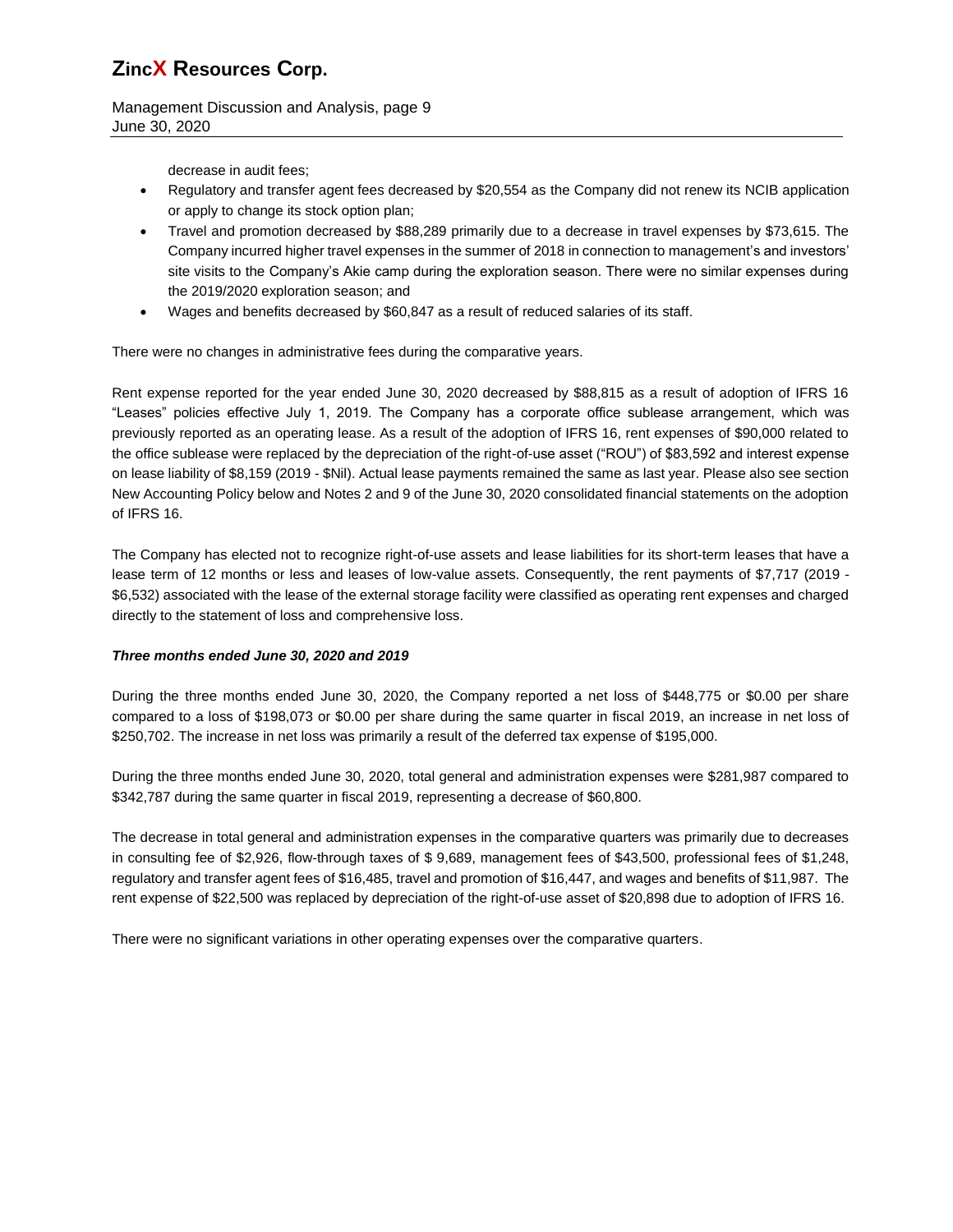decrease in audit fees;

- Regulatory and transfer agent fees decreased by $20,554 as the Company did not renew its NCIB application or apply to change its stock option plan;
- Travel and promotion decreased by $88,289 primarily due to a decrease in travel expenses by $73,615. The Company incurred higher travel expenses in the summer of 2018 in connection to management's and investors' site visits to the Company's Akie camp during the exploration season. There were no similar expenses during the 2019/2020 exploration season; and
- Wages and benefits decreased by $60,847 as a result of reduced salaries of its staff.

There were no changes in administrative fees during the comparative years.

Rent expense reported for the year ended June 30, 2020 decreased by $88,815 as a result of adoption of IFRS 16 "Leases" policies effective July 1, 2019. The Company has a corporate office sublease arrangement, which was previously reported as an operating lease. As a result of the adoption of IFRS 16, rent expenses of $90,000 related to the office sublease were replaced by the depreciation of the right-of-use asset ("ROU") of $83,592 and interest expense on lease liability of $8,159 (2019 - $Nil). Actual lease payments remained the same as last year. Please also see section New Accounting Policy below and Notes 2 and 9 of the June 30, 2020 consolidated financial statements on the adoption of IFRS 16.

The Company has elected not to recognize right-of-use assets and lease liabilities for its short-term leases that have a lease term of 12 months or less and leases of low-value assets. Consequently, the rent payments of $7,717 (2019 - $6,532) associated with the lease of the external storage facility were classified as operating rent expenses and charged directly to the statement of loss and comprehensive loss.

***Three months ended June 30, 2020 and 2019***

During the three months ended June 30, 2020, the Company reported a net loss of $448,775 or $0.00 per share compared to a loss of $198,073 or $0.00 per share during the same quarter in fiscal 2019, an increase in net loss of $250,702. The increase in net loss was primarily a result of the deferred tax expense of $195,000.

During the three months ended June 30, 2020, total general and administration expenses were $281,987 compared to $342,787 during the same quarter in fiscal 2019, representing a decrease of $60,800.

The decrease in total general and administration expenses in the comparative quarters was primarily due to decreases in consulting fee of $2,926, flow-through taxes of $ 9,689, management fees of $43,500, professional fees of $1,248, regulatory and transfer agent fees of $16,485, travel and promotion of $16,447, and wages and benefits of $11,987. The rent expense of $22,500 was replaced by depreciation of the right-of-use asset of $20,898 due to adoption of IFRS 16.

There were no significant variations in other operating expenses over the comparative quarters.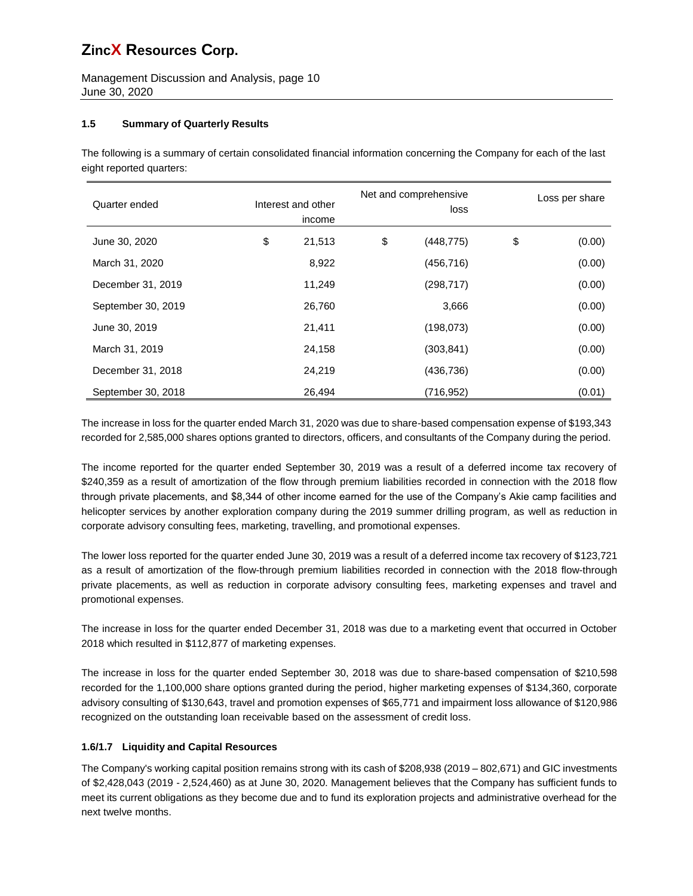### 1.5 Summary of Quarterly Results

The following is a summary of certain consolidated financial information concerning the Company for each of the last eight reported quarters:

| Quarter ended | Interest and other income | Net and comprehensive loss | Loss per share |
|---|---|---|---|
| June 30, 2020 | $ 21,513 | $ (448,775) | $ (0.00) |
| March 31, 2020 | 8,922 | (456,716) | (0.00) |
| December 31, 2019 | 11,249 | (298,717) | (0.00) |
| September 30, 2019 | 26,760 | 3,666 | (0.00) |
| June 30, 2019 | 21,411 | (198,073) | (0.00) |
| March 31, 2019 | 24,158 | (303,841) | (0.00) |
| December 31, 2018 | 24,219 | (436,736) | (0.00) |
| September 30, 2018 | 26,494 | (716,952) | (0.01) |

The increase in loss for the quarter ended March 31, 2020 was due to share-based compensation expense of $193,343 recorded for 2,585,000 shares options granted to directors, officers, and consultants of the Company during the period.

The income reported for the quarter ended September 30, 2019 was a result of a deferred income tax recovery of $240,359 as a result of amortization of the flow through premium liabilities recorded in connection with the 2018 flow through private placements, and $8,344 of other income earned for the use of the Company's Akie camp facilities and helicopter services by another exploration company during the 2019 summer drilling program, as well as reduction in corporate advisory consulting fees, marketing, travelling, and promotional expenses.

The lower loss reported for the quarter ended June 30, 2019 was a result of a deferred income tax recovery of $123,721 as a result of amortization of the flow-through premium liabilities recorded in connection with the 2018 flow-through private placements, as well as reduction in corporate advisory consulting fees, marketing expenses and travel and promotional expenses.

The increase in loss for the quarter ended December 31, 2018 was due to a marketing event that occurred in October 2018 which resulted in $112,877 of marketing expenses.

The increase in loss for the quarter ended September 30, 2018 was due to share-based compensation of $210,598 recorded for the 1,100,000 share options granted during the period, higher marketing expenses of $134,360, corporate advisory consulting of $130,643, travel and promotion expenses of $65,771 and impairment loss allowance of $120,986 recognized on the outstanding loan receivable based on the assessment of credit loss.

### 1.6/1.7 Liquidity and Capital Resources

The Company's working capital position remains strong with its cash of $208,938 (2019 – 802,671) and GIC investments of $2,428,043 (2019 - 2,524,460) as at June 30, 2020. Management believes that the Company has sufficient funds to meet its current obligations as they become due and to fund its exploration projects and administrative overhead for the next twelve months.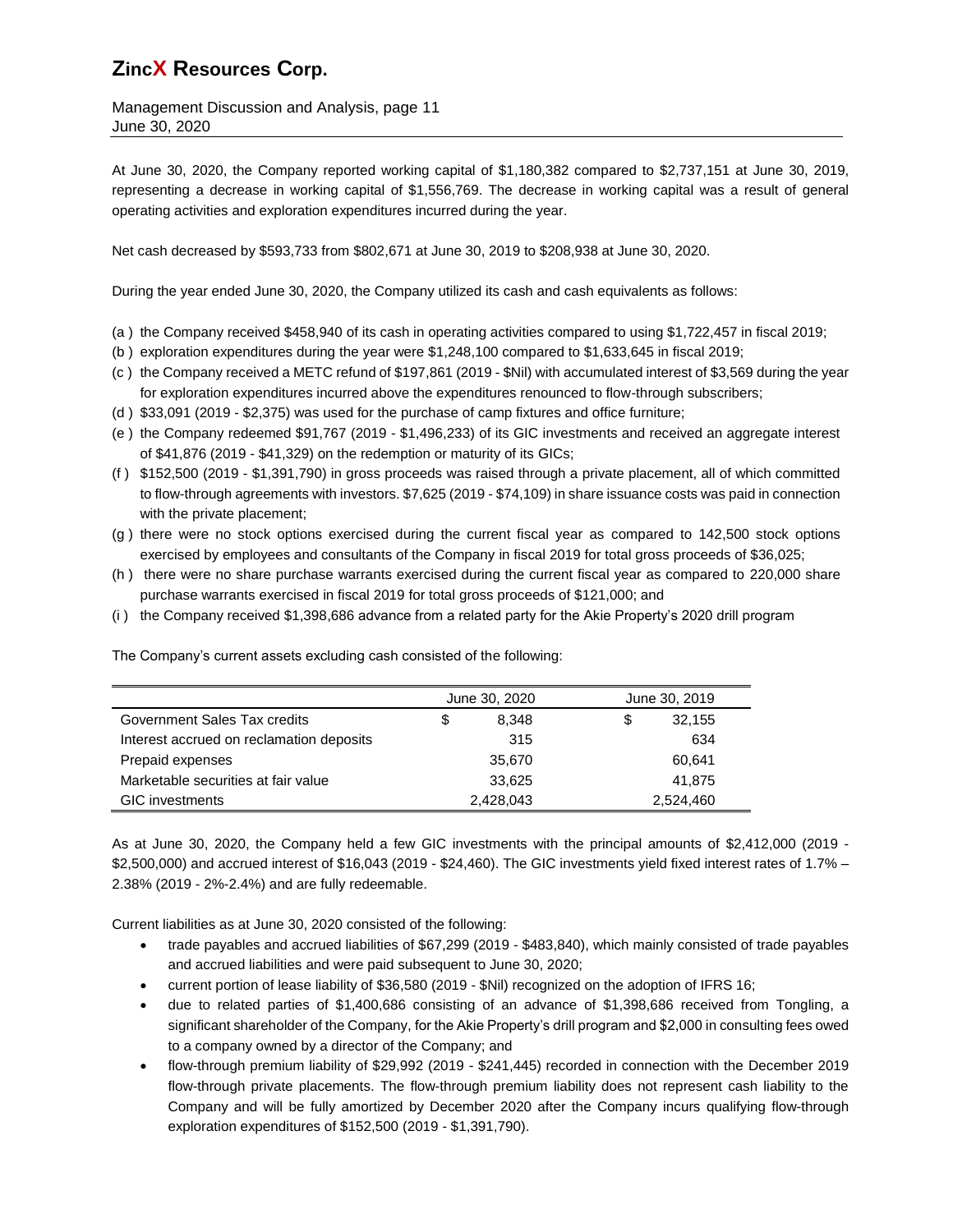At June 30, 2020, the Company reported working capital of $1,180,382 compared to $2,737,151 at June 30, 2019, representing a decrease in working capital of $1,556,769. The decrease in working capital was a result of general operating activities and exploration expenditures incurred during the year.

Net cash decreased by $593,733 from $802,671 at June 30, 2019 to $208,938 at June 30, 2020.

During the year ended June 30, 2020, the Company utilized its cash and cash equivalents as follows:

(a ) the Company received $458,940 of its cash in operating activities compared to using $1,722,457 in fiscal 2019;
(b ) exploration expenditures during the year were $1,248,100 compared to $1,633,645 in fiscal 2019;
(c ) the Company received a METC refund of $197,861 (2019 - $Nil) with accumulated interest of $3,569 during the year for exploration expenditures incurred above the expenditures renounced to flow-through subscribers;
(d ) $33,091 (2019 - $2,375) was used for the purchase of camp fixtures and office furniture;
(e ) the Company redeemed $91,767 (2019 - $1,496,233) of its GIC investments and received an aggregate interest of $41,876 (2019 - $41,329) on the redemption or maturity of its GICs;
(f ) $152,500 (2019 - $1,391,790) in gross proceeds was raised through a private placement, all of which committed to flow-through agreements with investors. $7,625 (2019 - $74,109) in share issuance costs was paid in connection with the private placement;
(g ) there were no stock options exercised during the current fiscal year as compared to 142,500 stock options exercised by employees and consultants of the Company in fiscal 2019 for total gross proceeds of $36,025;
(h ) there were no share purchase warrants exercised during the current fiscal year as compared to 220,000 share purchase warrants exercised in fiscal 2019 for total gross proceeds of $121,000; and
(i ) the Company received $1,398,686 advance from a related party for the Akie Property's 2020 drill program

The Company's current assets excluding cash consisted of the following:

| | June 30, 2020 | June 30, 2019 |
|---|---|---|
| Government Sales Tax credits | $ 8,348 | $ 32,155 |
| Interest accrued on reclamation deposits | 315 | 634 |
| Prepaid expenses | 35,670 | 60,641 |
| Marketable securities at fair value | 33,625 | 41,875 |
| GIC investments | 2,428,043 | 2,524,460 |

As at June 30, 2020, the Company held a few GIC investments with the principal amounts of $2,412,000 (2019 - $2,500,000) and accrued interest of $16,043 (2019 - $24,460). The GIC investments yield fixed interest rates of 1.7% – 2.38% (2019 - 2%-2.4%) and are fully redeemable.

Current liabilities as at June 30, 2020 consisted of the following:

- trade payables and accrued liabilities of $67,299 (2019 - $483,840), which mainly consisted of trade payables and accrued liabilities and were paid subsequent to June 30, 2020;
- current portion of lease liability of $36,580 (2019 - $Nil) recognized on the adoption of IFRS 16;
- due to related parties of $1,400,686 consisting of an advance of $1,398,686 received from Tongling, a significant shareholder of the Company, for the Akie Property's drill program and $2,000 in consulting fees owed to a company owned by a director of the Company; and
- flow-through premium liability of $29,992 (2019 - $241,445) recorded in connection with the December 2019 flow-through private placements. The flow-through premium liability does not represent cash liability to the Company and will be fully amortized by December 2020 after the Company incurs qualifying flow-through exploration expenditures of $152,500 (2019 - $1,391,790).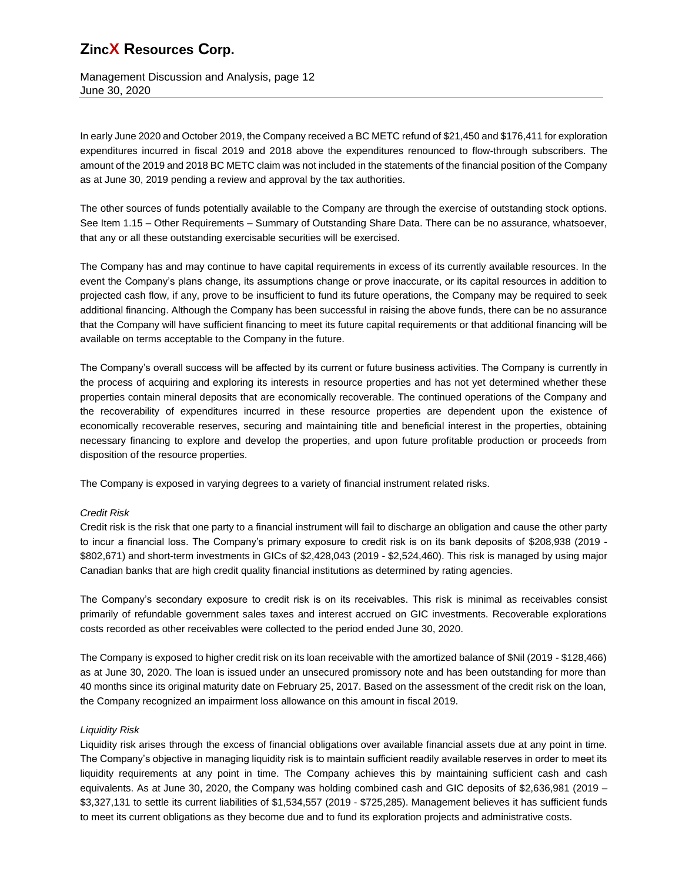In early June 2020 and October 2019, the Company received a BC METC refund of $21,450 and $176,411 for exploration expenditures incurred in fiscal 2019 and 2018 above the expenditures renounced to flow-through subscribers. The amount of the 2019 and 2018 BC METC claim was not included in the statements of the financial position of the Company as at June 30, 2019 pending a review and approval by the tax authorities.

The other sources of funds potentially available to the Company are through the exercise of outstanding stock options. See Item 1.15 – Other Requirements – Summary of Outstanding Share Data. There can be no assurance, whatsoever, that any or all these outstanding exercisable securities will be exercised.

The Company has and may continue to have capital requirements in excess of its currently available resources. In the event the Company's plans change, its assumptions change or prove inaccurate, or its capital resources in addition to projected cash flow, if any, prove to be insufficient to fund its future operations, the Company may be required to seek additional financing. Although the Company has been successful in raising the above funds, there can be no assurance that the Company will have sufficient financing to meet its future capital requirements or that additional financing will be available on terms acceptable to the Company in the future.

The Company's overall success will be affected by its current or future business activities. The Company is currently in the process of acquiring and exploring its interests in resource properties and has not yet determined whether these properties contain mineral deposits that are economically recoverable. The continued operations of the Company and the recoverability of expenditures incurred in these resource properties are dependent upon the existence of economically recoverable reserves, securing and maintaining title and beneficial interest in the properties, obtaining necessary financing to explore and develop the properties, and upon future profitable production or proceeds from disposition of the resource properties.

The Company is exposed in varying degrees to a variety of financial instrument related risks.

*Credit Risk*

Credit risk is the risk that one party to a financial instrument will fail to discharge an obligation and cause the other party to incur a financial loss. The Company's primary exposure to credit risk is on its bank deposits of $208,938 (2019 - $802,671) and short-term investments in GICs of $2,428,043 (2019 - $2,524,460). This risk is managed by using major Canadian banks that are high credit quality financial institutions as determined by rating agencies.

The Company's secondary exposure to credit risk is on its receivables. This risk is minimal as receivables consist primarily of refundable government sales taxes and interest accrued on GIC investments. Recoverable explorations costs recorded as other receivables were collected to the period ended June 30, 2020.

The Company is exposed to higher credit risk on its loan receivable with the amortized balance of $Nil (2019 - $128,466) as at June 30, 2020. The loan is issued under an unsecured promissory note and has been outstanding for more than 40 months since its original maturity date on February 25, 2017. Based on the assessment of the credit risk on the loan, the Company recognized an impairment loss allowance on this amount in fiscal 2019.

*Liquidity Risk*

Liquidity risk arises through the excess of financial obligations over available financial assets due at any point in time. The Company's objective in managing liquidity risk is to maintain sufficient readily available reserves in order to meet its liquidity requirements at any point in time. The Company achieves this by maintaining sufficient cash and cash equivalents. As at June 30, 2020, the Company was holding combined cash and GIC deposits of $2,636,981 (2019 – $3,327,131 to settle its current liabilities of $1,534,557 (2019 - $725,285). Management believes it has sufficient funds to meet its current obligations as they become due and to fund its exploration projects and administrative costs.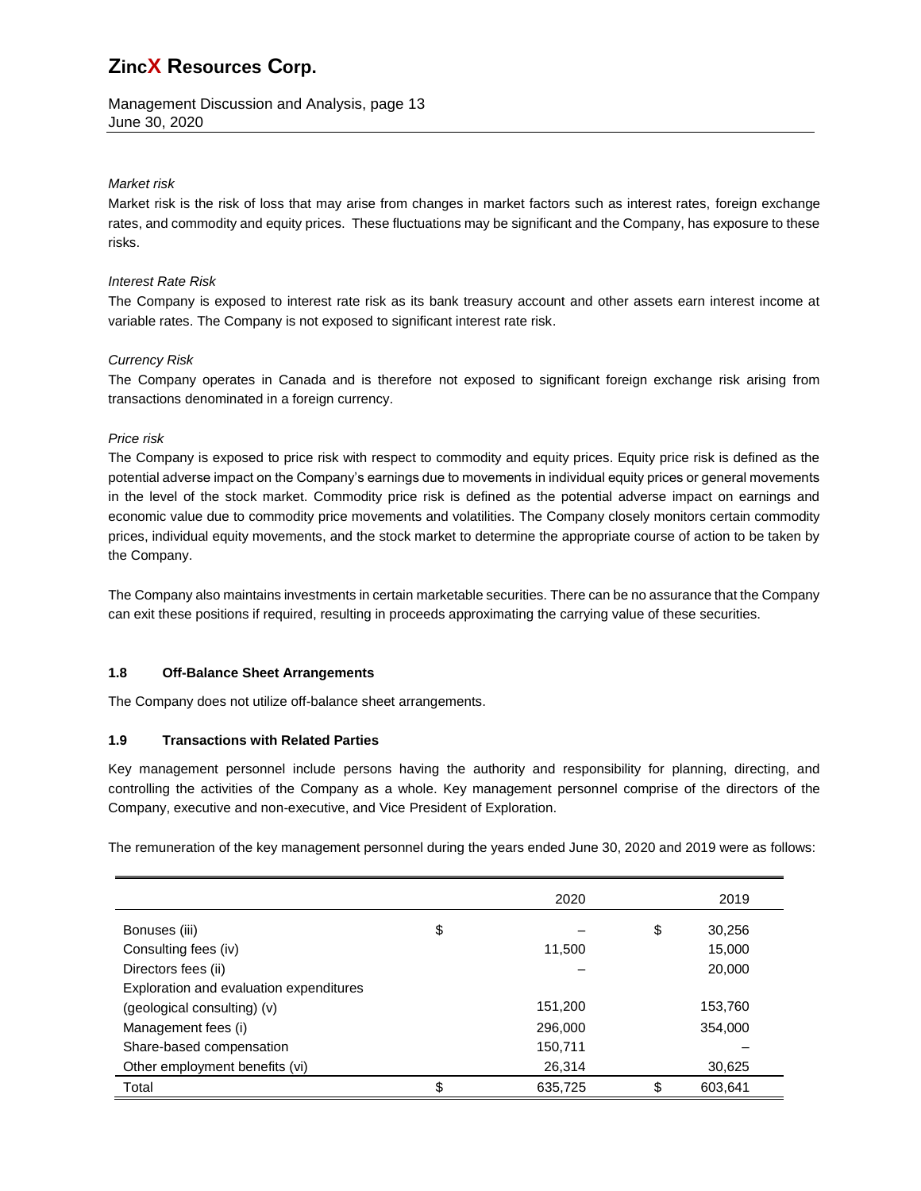*Market risk*

Market risk is the risk of loss that may arise from changes in market factors such as interest rates, foreign exchange rates, and commodity and equity prices. These fluctuations may be significant and the Company, has exposure to these risks.

*Interest Rate Risk*

The Company is exposed to interest rate risk as its bank treasury account and other assets earn interest income at variable rates. The Company is not exposed to significant interest rate risk.

*Currency Risk*

The Company operates in Canada and is therefore not exposed to significant foreign exchange risk arising from transactions denominated in a foreign currency.

*Price risk*

The Company is exposed to price risk with respect to commodity and equity prices. Equity price risk is defined as the potential adverse impact on the Company's earnings due to movements in individual equity prices or general movements in the level of the stock market. Commodity price risk is defined as the potential adverse impact on earnings and economic value due to commodity price movements and volatilities. The Company closely monitors certain commodity prices, individual equity movements, and the stock market to determine the appropriate course of action to be taken by the Company.

The Company also maintains investments in certain marketable securities. There can be no assurance that the Company can exit these positions if required, resulting in proceeds approximating the carrying value of these securities.

## 1.8 Off-Balance Sheet Arrangements

The Company does not utilize off-balance sheet arrangements.

## 1.9 Transactions with Related Parties

Key management personnel include persons having the authority and responsibility for planning, directing, and controlling the activities of the Company as a whole. Key management personnel comprise of the directors of the Company, executive and non-executive, and Vice President of Exploration.

The remuneration of the key management personnel during the years ended June 30, 2020 and 2019 were as follows:

| | 2020 | 2019 |
|---|---|---|
| Bonuses (iii) | $ – | $ 30,256 |
| Consulting fees (iv) | 11,500 | 15,000 |
| Directors fees (ii) | – | 20,000 |
| Exploration and evaluation expenditures (geological consulting) (v) | 151,200 | 153,760 |
| Management fees (i) | 296,000 | 354,000 |
| Share-based compensation | 150,711 | – |
| Other employment benefits (vi) | 26,314 | 30,625 |
| Total | $ 635,725 | $ 603,641 |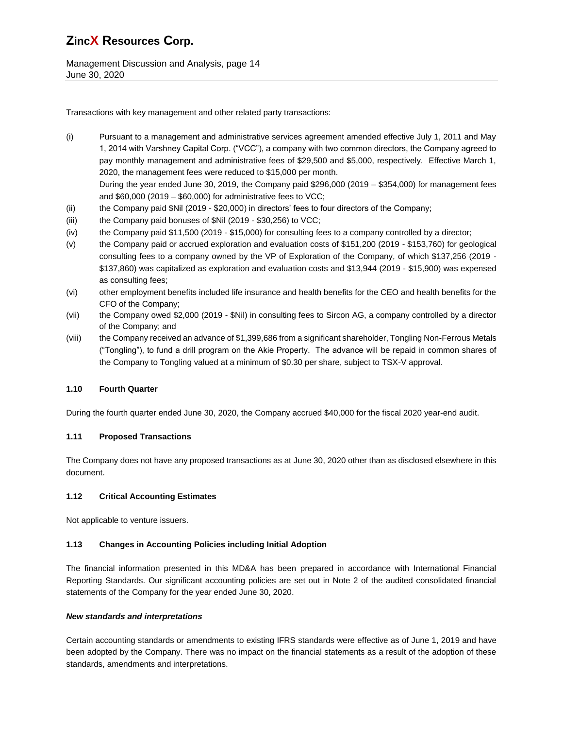Transactions with key management and other related party transactions:

(i) Pursuant to a management and administrative services agreement amended effective July 1, 2011 and May 1, 2014 with Varshney Capital Corp. ("VCC"), a company with two common directors, the Company agreed to pay monthly management and administrative fees of $29,500 and $5,000, respectively. Effective March 1, 2020, the management fees were reduced to $15,000 per month.
During the year ended June 30, 2019, the Company paid $296,000 (2019 – $354,000) for management fees and $60,000 (2019 – $60,000) for administrative fees to VCC;
(ii) the Company paid $Nil (2019 - $20,000) in directors' fees to four directors of the Company;
(iii) the Company paid bonuses of $Nil (2019 - $30,256) to VCC;
(iv) the Company paid $11,500 (2019 - $15,000) for consulting fees to a company controlled by a director;
(v) the Company paid or accrued exploration and evaluation costs of $151,200 (2019 - $153,760) for geological consulting fees to a company owned by the VP of Exploration of the Company, of which $137,256 (2019 - $137,860) was capitalized as exploration and evaluation costs and $13,944 (2019 - $15,900) was expensed as consulting fees;
(vi) other employment benefits included life insurance and health benefits for the CEO and health benefits for the CFO of the Company;
(vii) the Company owed $2,000 (2019 - $Nil) in consulting fees to Sircon AG, a company controlled by a director of the Company; and
(viii) the Company received an advance of $1,399,686 from a significant shareholder, Tongling Non-Ferrous Metals ("Tongling"), to fund a drill program on the Akie Property. The advance will be repaid in common shares of the Company to Tongling valued at a minimum of $0.30 per share, subject to TSX-V approval.

### 1.10 Fourth Quarter

During the fourth quarter ended June 30, 2020, the Company accrued $40,000 for the fiscal 2020 year-end audit.

### 1.11 Proposed Transactions

The Company does not have any proposed transactions as at June 30, 2020 other than as disclosed elsewhere in this document.

### 1.12 Critical Accounting Estimates

Not applicable to venture issuers.

### 1.13 Changes in Accounting Policies including Initial Adoption

The financial information presented in this MD&A has been prepared in accordance with International Financial Reporting Standards. Our significant accounting policies are set out in Note 2 of the audited consolidated financial statements of the Company for the year ended June 30, 2020.

***New standards and interpretations***

Certain accounting standards or amendments to existing IFRS standards were effective as of June 1, 2019 and have been adopted by the Company. There was no impact on the financial statements as a result of the adoption of these standards, amendments and interpretations.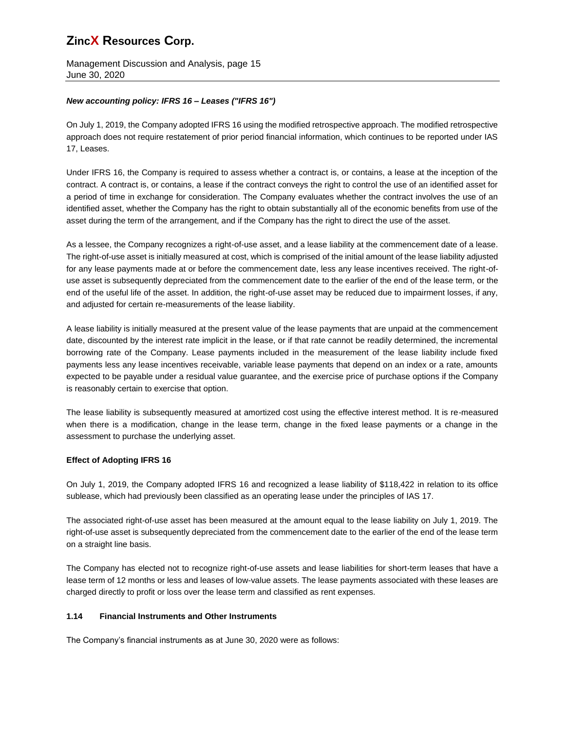#### *New accounting policy: IFRS 16 – Leases ("IFRS 16")*

On July 1, 2019, the Company adopted IFRS 16 using the modified retrospective approach. The modified retrospective approach does not require restatement of prior period financial information, which continues to be reported under IAS 17, Leases.

Under IFRS 16, the Company is required to assess whether a contract is, or contains, a lease at the inception of the contract. A contract is, or contains, a lease if the contract conveys the right to control the use of an identified asset for a period of time in exchange for consideration. The Company evaluates whether the contract involves the use of an identified asset, whether the Company has the right to obtain substantially all of the economic benefits from use of the asset during the term of the arrangement, and if the Company has the right to direct the use of the asset.

As a lessee, the Company recognizes a right-of-use asset, and a lease liability at the commencement date of a lease. The right-of-use asset is initially measured at cost, which is comprised of the initial amount of the lease liability adjusted for any lease payments made at or before the commencement date, less any lease incentives received. The right-of-use asset is subsequently depreciated from the commencement date to the earlier of the end of the lease term, or the end of the useful life of the asset. In addition, the right-of-use asset may be reduced due to impairment losses, if any, and adjusted for certain re-measurements of the lease liability.

A lease liability is initially measured at the present value of the lease payments that are unpaid at the commencement date, discounted by the interest rate implicit in the lease, or if that rate cannot be readily determined, the incremental borrowing rate of the Company. Lease payments included in the measurement of the lease liability include fixed payments less any lease incentives receivable, variable lease payments that depend on an index or a rate, amounts expected to be payable under a residual value guarantee, and the exercise price of purchase options if the Company is reasonably certain to exercise that option.

The lease liability is subsequently measured at amortized cost using the effective interest method. It is re-measured when there is a modification, change in the lease term, change in the fixed lease payments or a change in the assessment to purchase the underlying asset.

#### **Effect of Adopting IFRS 16**

On July 1, 2019, the Company adopted IFRS 16 and recognized a lease liability of $118,422 in relation to its office sublease, which had previously been classified as an operating lease under the principles of IAS 17.

The associated right-of-use asset has been measured at the amount equal to the lease liability on July 1, 2019. The right-of-use asset is subsequently depreciated from the commencement date to the earlier of the end of the lease term on a straight line basis.

The Company has elected not to recognize right-of-use assets and lease liabilities for short-term leases that have a lease term of 12 months or less and leases of low-value assets. The lease payments associated with these leases are charged directly to profit or loss over the lease term and classified as rent expenses.

### **1.14 Financial Instruments and Other Instruments**

The Company's financial instruments as at June 30, 2020 were as follows: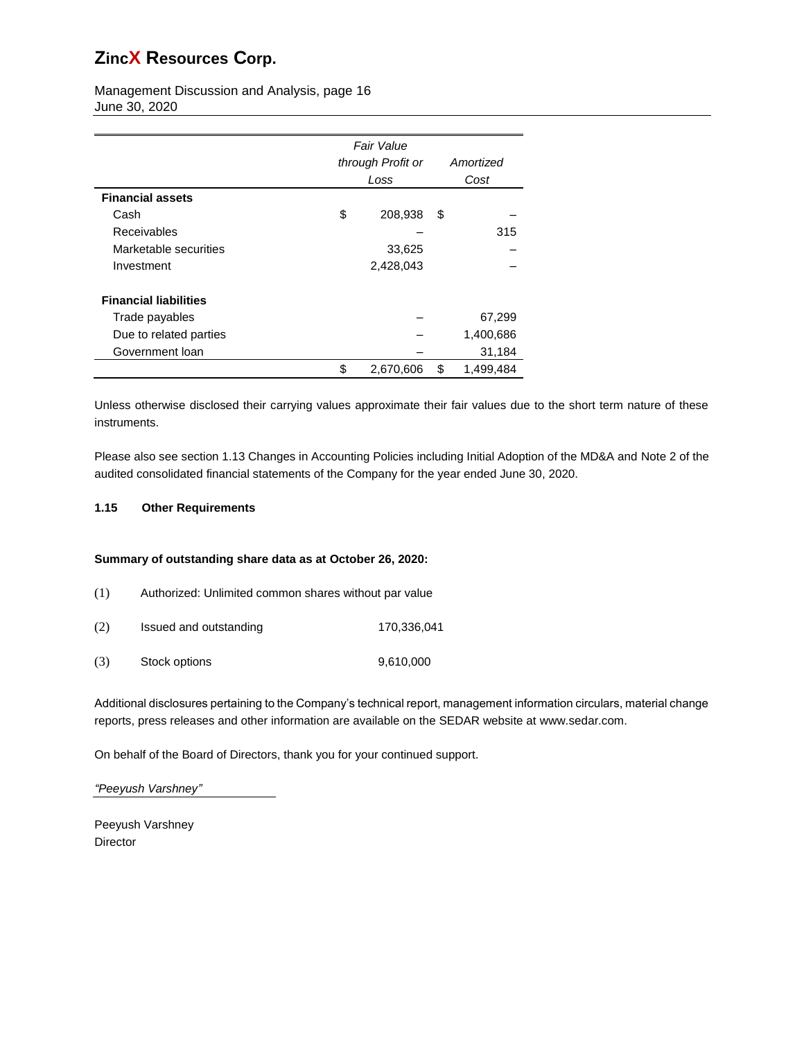| | Fair Value through Profit or Loss | Amortized Cost |
|---|---|---|
| **Financial assets** | | |
| Cash | $ 208,938 | $ – |
| Receivables | – | 315 |
| Marketable securities | 33,625 | – |
| Investment | 2,428,043 | – |
| | | |
| **Financial liabilities** | | |
| Trade payables | – | 67,299 |
| Due to related parties | – | 1,400,686 |
| Government loan | – | 31,184 |
| | $ 2,670,606 | $ 1,499,484 |

Unless otherwise disclosed their carrying values approximate their fair values due to the short term nature of these instruments.

Please also see section 1.13 Changes in Accounting Policies including Initial Adoption of the MD&A and Note 2 of the audited consolidated financial statements of the Company for the year ended June 30, 2020.

### 1.15 Other Requirements

**Summary of outstanding share data as at October 26, 2020:**

(1) Authorized: Unlimited common shares without par value

(2) Issued and outstanding 170,336,041

(3) Stock options 9,610,000

Additional disclosures pertaining to the Company's technical report, management information circulars, material change reports, press releases and other information are available on the SEDAR website at www.sedar.com.

On behalf of the Board of Directors, thank you for your continued support.

*"Peeyush Varshney"*

Peeyush Varshney
Director